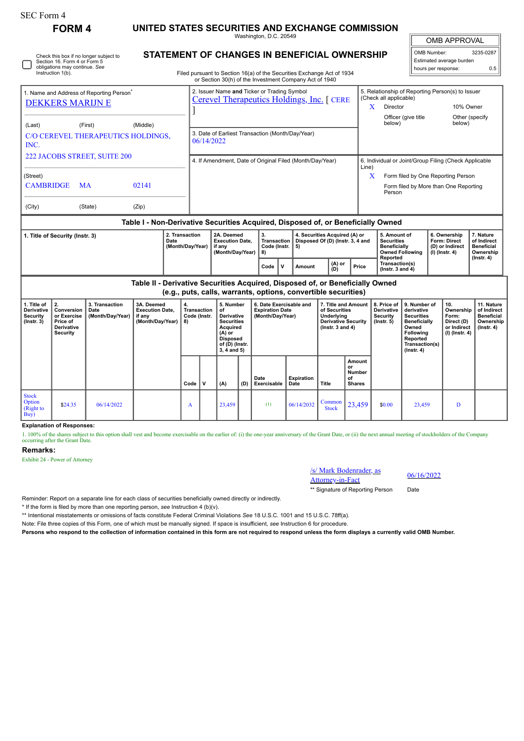SEC Form 4

# FORM 4

## UNITED STATES SECURITIES AND EXCHANGE COMMISSION

Washington, D.C. 20549

## STATEMENT OF CHANGES IN BENEFICIAL OWNERSHIP

Filed pursuant to Section 16(a) of the Securities Exchange Act of 1934 or Section 30(h) of the Investment Company Act of 1940

| OMB APPROVAL | |
|---|---|
| OMB Number: | 3235-0287 |
| Estimated average burden | |
| hours per response: | 0.5 |

☐ Check this box if no longer subject to Section 16. Form 4 or Form 5 obligations may continue. *See* Instruction 1(b).

1. Name and Address of Reporting Person*

DEKKERS MARIJN E

(Last) (First) (Middle)

C/O CEREVEL THERAPEUTICS HOLDINGS, INC.

222 JACOBS STREET, SUITE 200

(Street)

CAMBRIDGE MA 02141

(City) (State) (Zip)

2. Issuer Name **and** Ticker or Trading Symbol

Cerevel Therapeutics Holdings, Inc. [ CERE ]

3. Date of Earliest Transaction (Month/Day/Year)

06/14/2022

4. If Amendment, Date of Original Filed (Month/Day/Year)

5. Relationship of Reporting Person(s) to Issuer (Check all applicable)

X Director

10% Owner

Officer (give title below)

Other (specify below)

6. Individual or Joint/Group Filing (Check Applicable Line)

X Form filed by One Reporting Person

Form filed by More than One Reporting Person

### Table I - Non-Derivative Securities Acquired, Disposed of, or Beneficially Owned

| 1. Title of Security (Instr. 3) | 2. Transaction Date (Month/Day/Year) | 2A. Deemed Execution Date, if any (Month/Day/Year) | 3. Transaction Code (Instr. 8) | | 4. Securities Acquired (A) or Disposed Of (D) (Instr. 3, 4 and 5) | | | 5. Amount of Securities Beneficially Owned Following Reported Transaction(s) (Instr. 3 and 4) | 6. Ownership Form: Direct (D) or Indirect (I) (Instr. 4) | 7. Nature of Indirect Beneficial Ownership (Instr. 4) |
|---|---|---|---|---|---|---|---|---|---|---|
| | | | Code | V | Amount | (A) or (D) | Price | | | |

### Table II - Derivative Securities Acquired, Disposed of, or Beneficially Owned (e.g., puts, calls, warrants, options, convertible securities)

| 1. Title of Derivative Security (Instr. 3) | 2. Conversion or Exercise Price of Derivative Security | 3. Transaction Date (Month/Day/Year) | 3A. Deemed Execution Date, if any (Month/Day/Year) | 4. Transaction Code (Instr. 8) | | 5. Number of Derivative Securities Acquired (A) or Disposed of (D) (Instr. 3, 4 and 5) | | 6. Date Exercisable and Expiration Date (Month/Day/Year) | | 7. Title and Amount of Securities Underlying Derivative Security (Instr. 3 and 4) | | 8. Price of Derivative Security (Instr. 5) | 9. Number of derivative Securities Beneficially Owned Following Reported Transaction(s) (Instr. 4) | 10. Ownership Form: Direct (D) or Indirect (I) (Instr. 4) | 11. Nature of Indirect Beneficial Ownership (Instr. 4) |
|---|---|---|---|---|---|---|---|---|---|---|---|---|---|---|---|
| | | | | Code | V | (A) | (D) | Date Exercisable | Expiration Date | Title | Amount or Number of Shares | | | | |
| Stock Option (Right to Buy) | $24.35 | 06/14/2022 | | A | | 23,459 | | (1) | 06/14/2032 | Common Stock | 23,459 | $0.00 | 23,459 | D | |

**Explanation of Responses:**

1. 100% of the shares subject to this option shall vest and become exercisable on the earlier of: (i) the one-year anniversary of the Grant Date, or (ii) the next annual meeting of stockholders of the Company occurring after the Grant Date.

**Remarks:**

Exhibit 24 - Power of Attorney

/s/ Mark Bodenrader, as Attorney-in-Fact 06/16/2022

** Signature of Reporting Person Date

Reminder: Report on a separate line for each class of securities beneficially owned directly or indirectly.

* If the form is filed by more than one reporting person, *see* Instruction 4 (b)(v).

** Intentional misstatements or omissions of facts constitute Federal Criminal Violations *See* 18 U.S.C. 1001 and 15 U.S.C. 78ff(a).

Note: File three copies of this Form, one of which must be manually signed. If space is insufficient, *see* Instruction 6 for procedure.

**Persons who respond to the collection of information contained in this form are not required to respond unless the form displays a currently valid OMB Number.**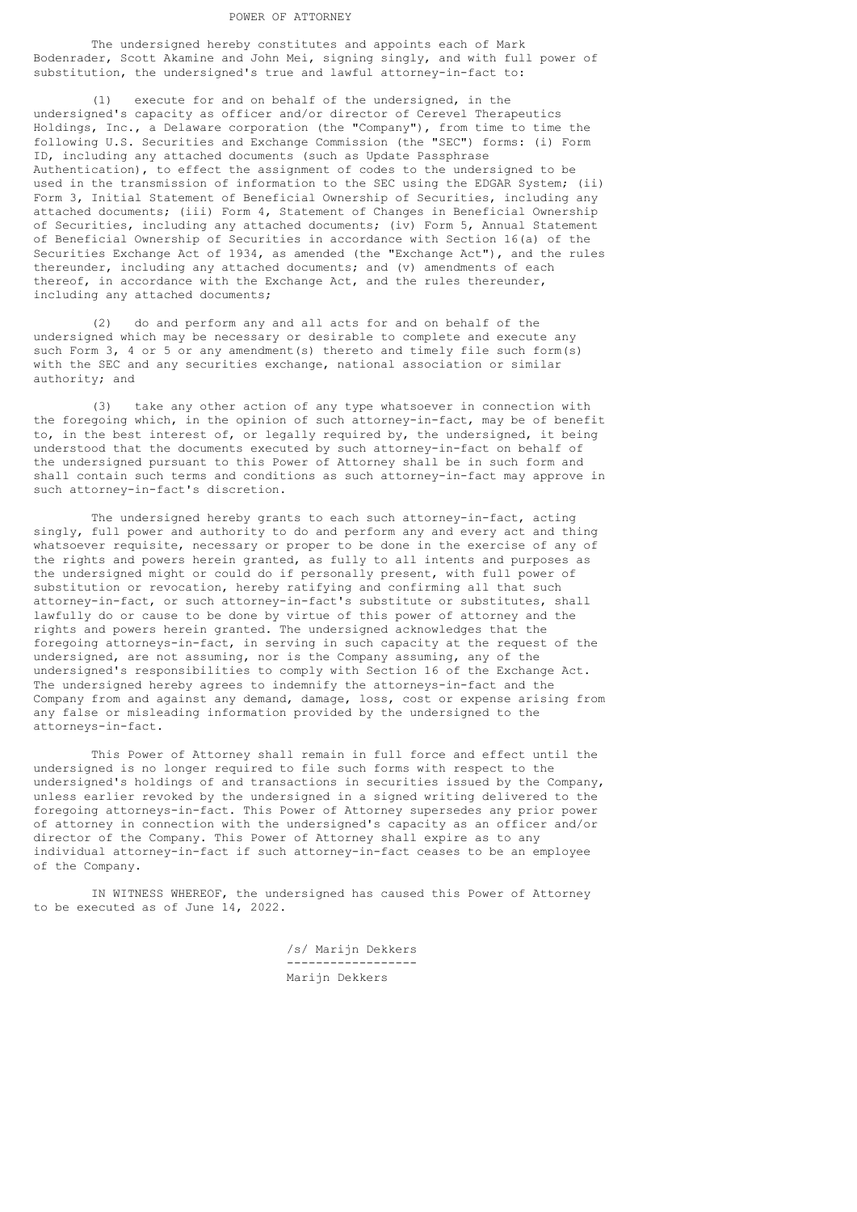# POWER OF ATTORNEY

The undersigned hereby constitutes and appoints each of Mark Bodenrader, Scott Akamine and John Mei, signing singly, and with full power of substitution, the undersigned's true and lawful attorney-in-fact to:

(1) execute for and on behalf of the undersigned, in the undersigned's capacity as officer and/or director of Cerevel Therapeutics Holdings, Inc., a Delaware corporation (the "Company"), from time to time the following U.S. Securities and Exchange Commission (the "SEC") forms: (i) Form ID, including any attached documents (such as Update Passphrase Authentication), to effect the assignment of codes to the undersigned to be used in the transmission of information to the SEC using the EDGAR System; (ii) Form 3, Initial Statement of Beneficial Ownership of Securities, including any attached documents; (iii) Form 4, Statement of Changes in Beneficial Ownership of Securities, including any attached documents; (iv) Form 5, Annual Statement of Beneficial Ownership of Securities in accordance with Section 16(a) of the Securities Exchange Act of 1934, as amended (the "Exchange Act"), and the rules thereunder, including any attached documents; and (v) amendments of each thereof, in accordance with the Exchange Act, and the rules thereunder, including any attached documents;

(2) do and perform any and all acts for and on behalf of the undersigned which may be necessary or desirable to complete and execute any such Form 3, 4 or 5 or any amendment(s) thereto and timely file such form(s) with the SEC and any securities exchange, national association or similar authority; and

(3) take any other action of any type whatsoever in connection with the foregoing which, in the opinion of such attorney-in-fact, may be of benefit to, in the best interest of, or legally required by, the undersigned, it being understood that the documents executed by such attorney-in-fact on behalf of the undersigned pursuant to this Power of Attorney shall be in such form and shall contain such terms and conditions as such attorney-in-fact may approve in such attorney-in-fact's discretion.

The undersigned hereby grants to each such attorney-in-fact, acting singly, full power and authority to do and perform any and every act and thing whatsoever requisite, necessary or proper to be done in the exercise of any of the rights and powers herein granted, as fully to all intents and purposes as the undersigned might or could do if personally present, with full power of substitution or revocation, hereby ratifying and confirming all that such attorney-in-fact, or such attorney-in-fact's substitute or substitutes, shall lawfully do or cause to be done by virtue of this power of attorney and the rights and powers herein granted. The undersigned acknowledges that the foregoing attorneys-in-fact, in serving in such capacity at the request of the undersigned, are not assuming, nor is the Company assuming, any of the undersigned's responsibilities to comply with Section 16 of the Exchange Act. The undersigned hereby agrees to indemnify the attorneys-in-fact and the Company from and against any demand, damage, loss, cost or expense arising from any false or misleading information provided by the undersigned to the attorneys-in-fact.

This Power of Attorney shall remain in full force and effect until the undersigned is no longer required to file such forms with respect to the undersigned's holdings of and transactions in securities issued by the Company, unless earlier revoked by the undersigned in a signed writing delivered to the foregoing attorneys-in-fact. This Power of Attorney supersedes any prior power of attorney in connection with the undersigned's capacity as an officer and/or director of the Company. This Power of Attorney shall expire as to any individual attorney-in-fact if such attorney-in-fact ceases to be an employee of the Company.

IN WITNESS WHEREOF, the undersigned has caused this Power of Attorney to be executed as of June 14, 2022.

/s/ Marijn Dekkers

------------------

Marijn Dekkers